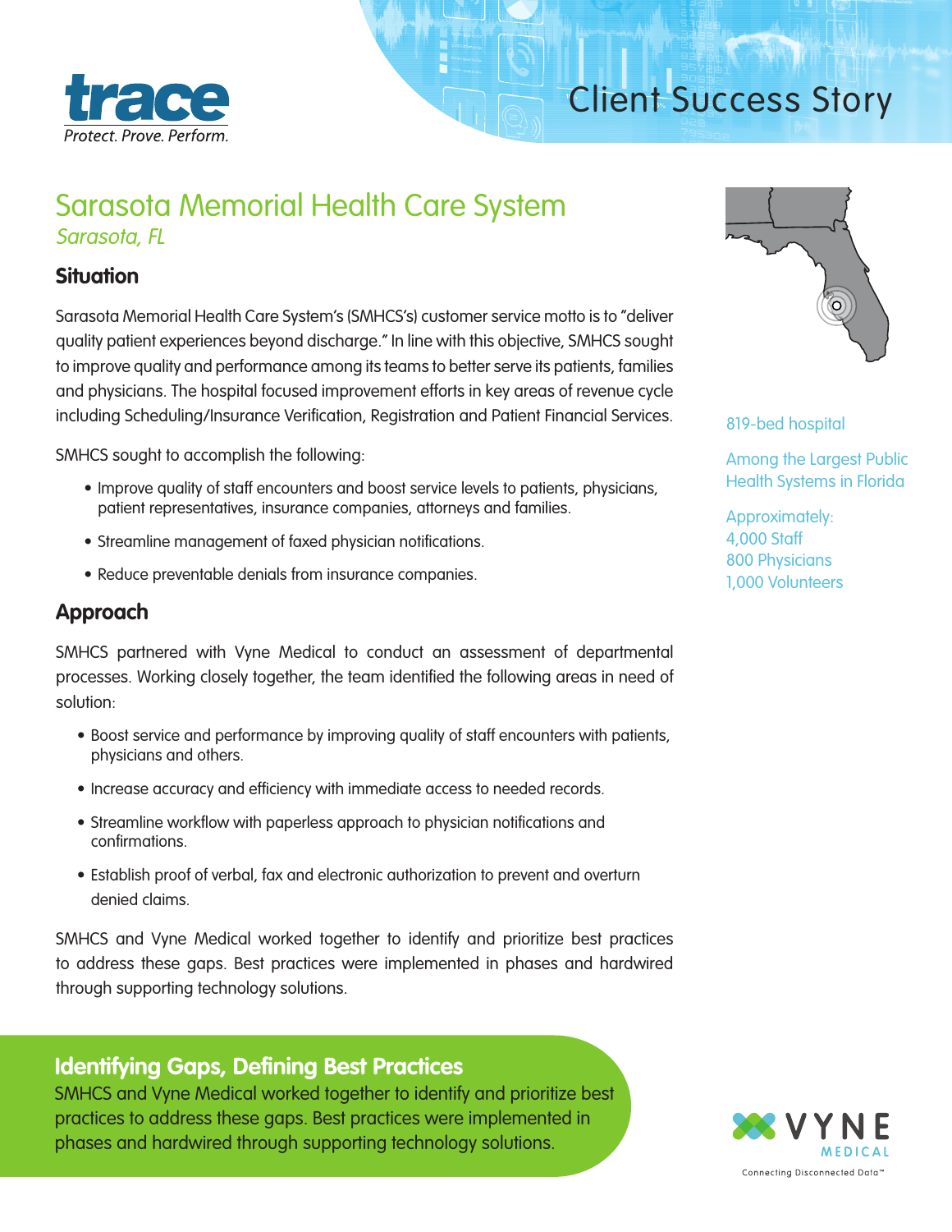**trace**

*Protect. Prove. Perform.*

# Client Success Story

## Sarasota Memorial Health Care System

*Sarasota, FL*

### Situation

Sarasota Memorial Health Care System's (SMHCS's) customer service motto is to "deliver quality patient experiences beyond discharge." In line with this objective, SMHCS sought to improve quality and performance among its teams to better serve its patients, families and physicians. The hospital focused improvement efforts in key areas of revenue cycle including Scheduling/Insurance Verification, Registration and Patient Financial Services.

SMHCS sought to accomplish the following:

- Improve quality of staff encounters and boost service levels to patients, physicians, patient representatives, insurance companies, attorneys and families.
- Streamline management of faxed physician notifications.
- Reduce preventable denials from insurance companies.

### Approach

SMHCS partnered with Vyne Medical to conduct an assessment of departmental processes. Working closely together, the team identified the following areas in need of solution:

- Boost service and performance by improving quality of staff encounters with patients, physicians and others.
- Increase accuracy and efficiency with immediate access to needed records.
- Streamline workflow with paperless approach to physician notifications and confirmations.
- Establish proof of verbal, fax and electronic authorization to prevent and overturn denied claims.

SMHCS and Vyne Medical worked together to identify and prioritize best practices to address these gaps. Best practices were implemented in phases and hardwired through supporting technology solutions.

819-bed hospital

Among the Largest Public Health Systems in Florida

Approximately:
4,000 Staff
800 Physicians
1,000 Volunteers

### Identifying Gaps, Defining Best Practices

SMHCS and Vyne Medical worked together to identify and prioritize best practices to address these gaps. Best practices were implemented in phases and hardwired through supporting technology solutions.

VYNE MEDICAL

Connecting Disconnected Data™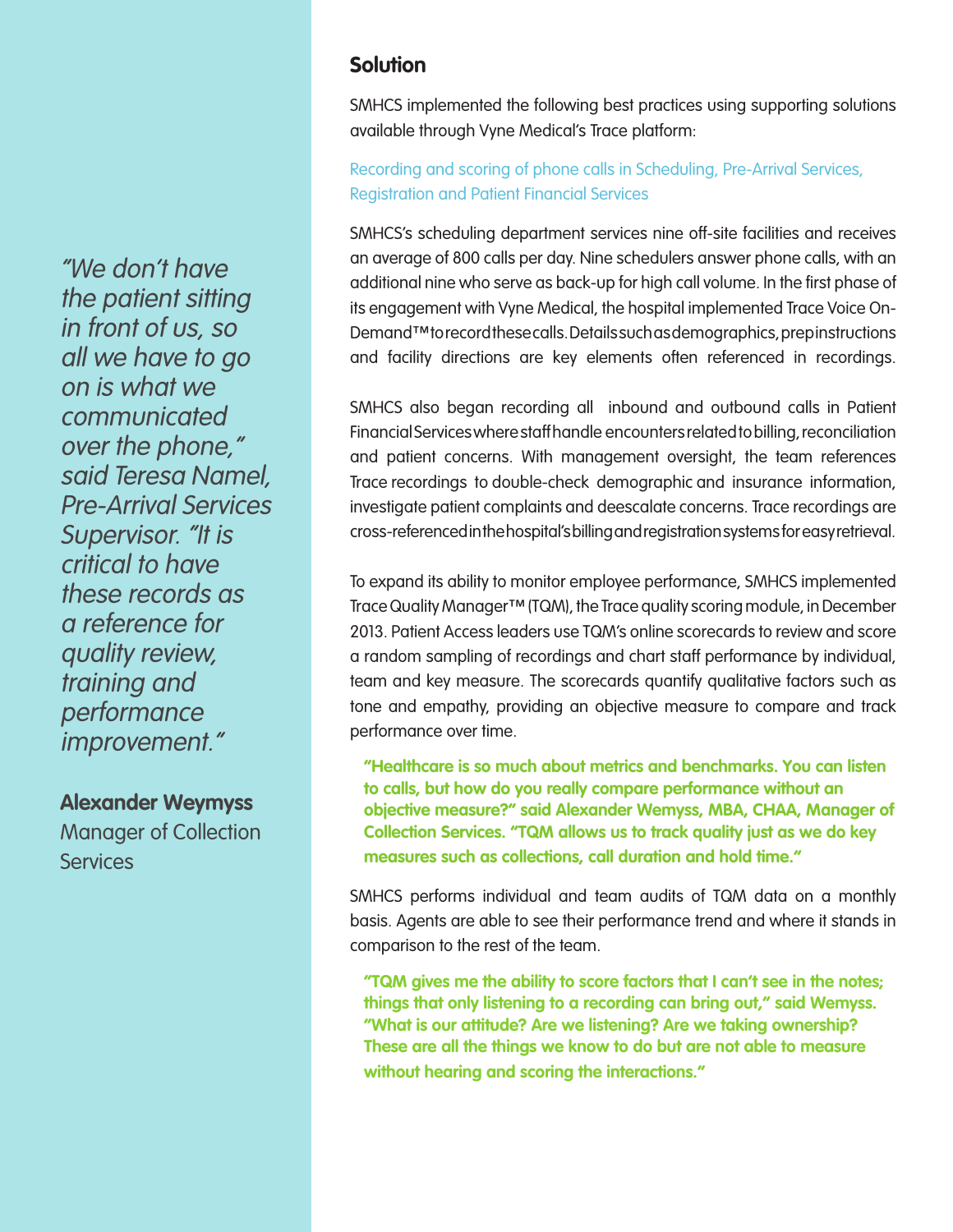## Solution

SMHCS implemented the following best practices using supporting solutions available through Vyne Medical's Trace platform:

### Recording and scoring of phone calls in Scheduling, Pre-Arrival Services, Registration and Patient Financial Services

SMHCS's scheduling department services nine off-site facilities and receives an average of 800 calls per day. Nine schedulers answer phone calls, with an additional nine who serve as back-up for high call volume. In the first phase of its engagement with Vyne Medical, the hospital implemented Trace Voice On-Demand™ to record these calls. Details such as demographics, prep instructions and facility directions are key elements often referenced in recordings.

SMHCS also began recording all inbound and outbound calls in Patient Financial Services where staff handle encounters related to billing, reconciliation and patient concerns. With management oversight, the team references Trace recordings to double-check demographic and insurance information, investigate patient complaints and deescalate concerns. Trace recordings are cross-referenced in the hospital's billing and registration systems for easy retrieval.

To expand its ability to monitor employee performance, SMHCS implemented Trace Quality Manager™ (TQM), the Trace quality scoring module, in December 2013. Patient Access leaders use TQM's online scorecards to review and score a random sampling of recordings and chart staff performance by individual, team and key measure. The scorecards quantify qualitative factors such as tone and empathy, providing an objective measure to compare and track performance over time.

**"Healthcare is so much about metrics and benchmarks. You can listen to calls, but how do you really compare performance without an objective measure?" said Alexander Wemyss, MBA, CHAA, Manager of Collection Services. "TQM allows us to track quality just as we do key measures such as collections, call duration and hold time."**

SMHCS performs individual and team audits of TQM data on a monthly basis. Agents are able to see their performance trend and where it stands in comparison to the rest of the team.

**"TQM gives me the ability to score factors that I can't see in the notes; things that only listening to a recording can bring out," said Wemyss. "What is our attitude? Are we listening? Are we taking ownership? These are all the things we know to do but are not able to measure without hearing and scoring the interactions."**

*"We don't have the patient sitting in front of us, so all we have to go on is what we communicated over the phone," said Teresa Namel, Pre-Arrival Services Supervisor. "It is critical to have these records as a reference for quality review, training and performance improvement."*

**Alexander Weymyss**
Manager of Collection Services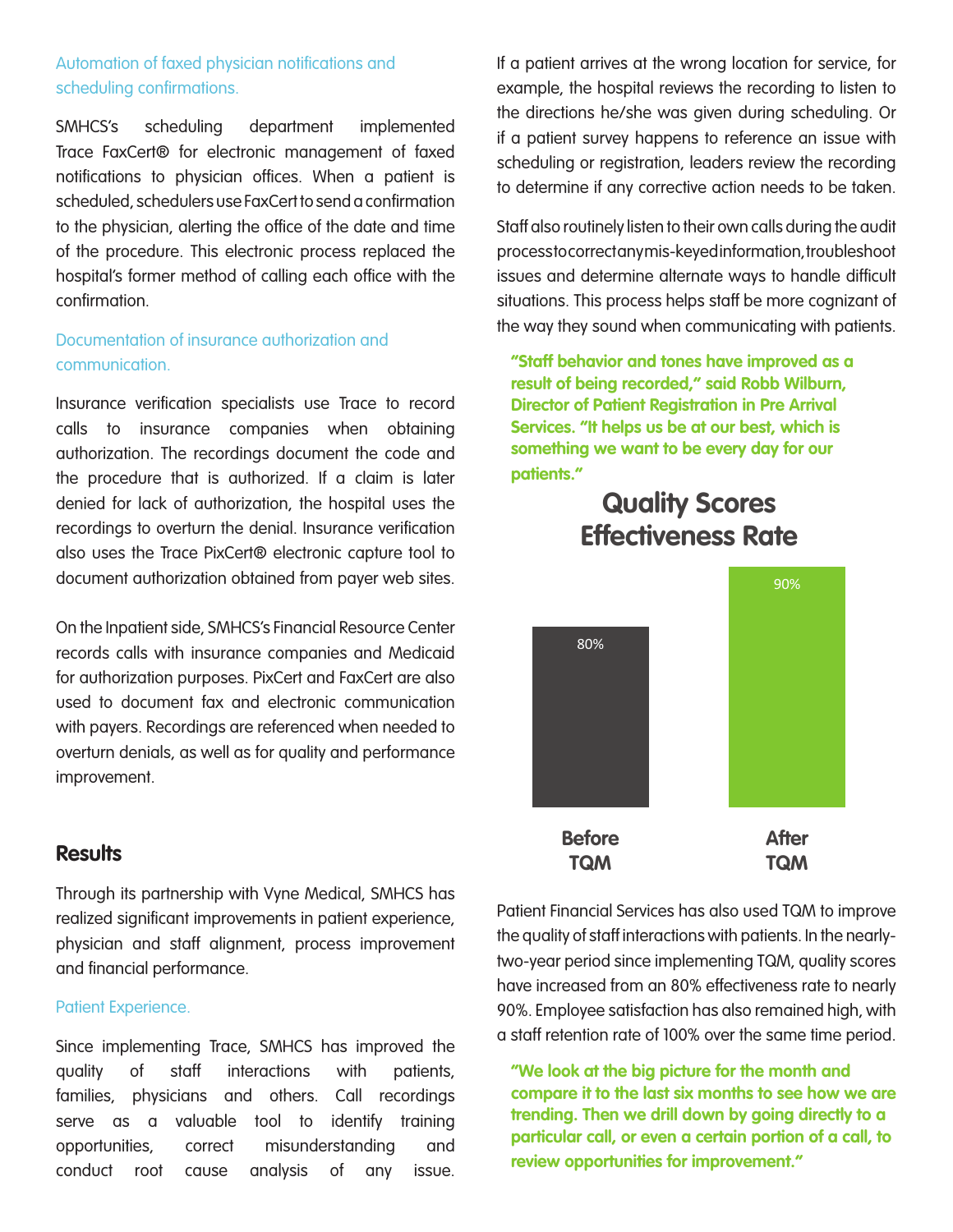### Automation of faxed physician notifications and scheduling confirmations.

SMHCS's scheduling department implemented Trace FaxCert® for electronic management of faxed notifications to physician offices. When a patient is scheduled, schedulers use FaxCert to send a confirmation to the physician, alerting the office of the date and time of the procedure. This electronic process replaced the hospital's former method of calling each office with the confirmation.

### Documentation of insurance authorization and communication.

Insurance verification specialists use Trace to record calls to insurance companies when obtaining authorization. The recordings document the code and the procedure that is authorized. If a claim is later denied for lack of authorization, the hospital uses the recordings to overturn the denial. Insurance verification also uses the Trace PixCert® electronic capture tool to document authorization obtained from payer web sites.

On the Inpatient side, SMHCS's Financial Resource Center records calls with insurance companies and Medicaid for authorization purposes. PixCert and FaxCert are also used to document fax and electronic communication with payers. Recordings are referenced when needed to overturn denials, as well as for quality and performance improvement.

## Results

Through its partnership with Vyne Medical, SMHCS has realized significant improvements in patient experience, physician and staff alignment, process improvement and financial performance.

### Patient Experience.

Since implementing Trace, SMHCS has improved the quality of staff interactions with patients, families, physicians and others. Call recordings serve as a valuable tool to identify training opportunities, correct misunderstanding and conduct root cause analysis of any issue. If a patient arrives at the wrong location for service, for example, the hospital reviews the recording to listen to the directions he/she was given during scheduling. Or if a patient survey happens to reference an issue with scheduling or registration, leaders review the recording to determine if any corrective action needs to be taken.

Staff also routinely listen to their own calls during the audit process to correct any mis-keyed information, troubleshoot issues and determine alternate ways to handle difficult situations. This process helps staff be more cognizant of the way they sound when communicating with patients.

**"Staff behavior and tones have improved as a result of being recorded," said Robb Wilburn, Director of Patient Registration in Pre Arrival Services. "It helps us be at our best, which is something we want to be every day for our patients."**

**Quality Scores Effectiveness Rate**

| | Before TQM | After TQM |
|---|---|---|
| Effectiveness Rate | 80% | 90% |

Patient Financial Services has also used TQM to improve the quality of staff interactions with patients. In the nearly-two-year period since implementing TQM, quality scores have increased from an 80% effectiveness rate to nearly 90%. Employee satisfaction has also remained high, with a staff retention rate of 100% over the same time period.

**"We look at the big picture for the month and compare it to the last six months to see how we are trending. Then we drill down by going directly to a particular call, or even a certain portion of a call, to review opportunities for improvement."**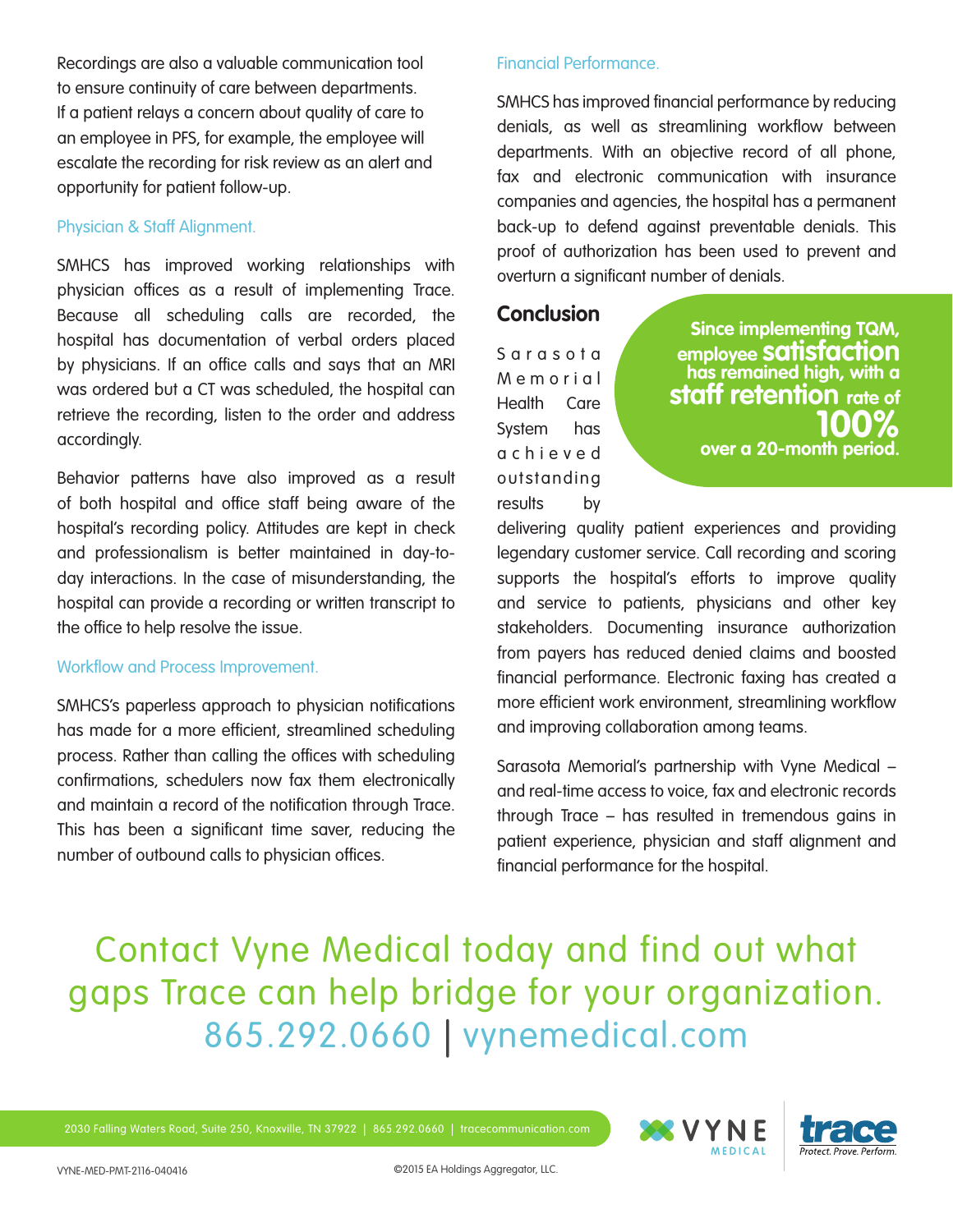Recordings are also a valuable communication tool to ensure continuity of care between departments. If a patient relays a concern about quality of care to an employee in PFS, for example, the employee will escalate the recording for risk review as an alert and opportunity for patient follow-up.

### Physician & Staff Alignment.

SMHCS has improved working relationships with physician offices as a result of implementing Trace. Because all scheduling calls are recorded, the hospital has documentation of verbal orders placed by physicians. If an office calls and says that an MRI was ordered but a CT was scheduled, the hospital can retrieve the recording, listen to the order and address accordingly.

Behavior patterns have also improved as a result of both hospital and office staff being aware of the hospital's recording policy. Attitudes are kept in check and professionalism is better maintained in day-to-day interactions. In the case of misunderstanding, the hospital can provide a recording or written transcript to the office to help resolve the issue.

### Workflow and Process Improvement.

SMHCS's paperless approach to physician notifications has made for a more efficient, streamlined scheduling process. Rather than calling the offices with scheduling confirmations, schedulers now fax them electronically and maintain a record of the notification through Trace. This has been a significant time saver, reducing the number of outbound calls to physician offices.

### Financial Performance.

SMHCS has improved financial performance by reducing denials, as well as streamlining workflow between departments. With an objective record of all phone, fax and electronic communication with insurance companies and agencies, the hospital has a permanent back-up to defend against preventable denials. This proof of authorization has been used to prevent and overturn a significant number of denials.

## Conclusion

**Since implementing TQM, employee satisfaction has remained high, with a staff retention rate of 100% over a 20-month period.**

Sarasota Memorial Health Care System has achieved outstanding results by delivering quality patient experiences and providing legendary customer service. Call recording and scoring supports the hospital's efforts to improve quality and service to patients, physicians and other key stakeholders. Documenting insurance authorization from payers has reduced denied claims and boosted financial performance. Electronic faxing has created a more efficient work environment, streamlining workflow and improving collaboration among teams.

Sarasota Memorial's partnership with Vyne Medical – and real-time access to voice, fax and electronic records through Trace – has resulted in tremendous gains in patient experience, physician and staff alignment and financial performance for the hospital.

## Contact Vyne Medical today and find out what gaps Trace can help bridge for your organization.
## 865.292.0660 | vynemedical.com

2030 Falling Waters Road, Suite 250, Knoxville, TN 37922 | 865.292.0660 | tracecommunication.com

VYNE MEDICAL

trace Protect. Prove. Perform.

VYNE-MED-PMT-2116-040416

©2015 EA Holdings Aggregator, LLC.